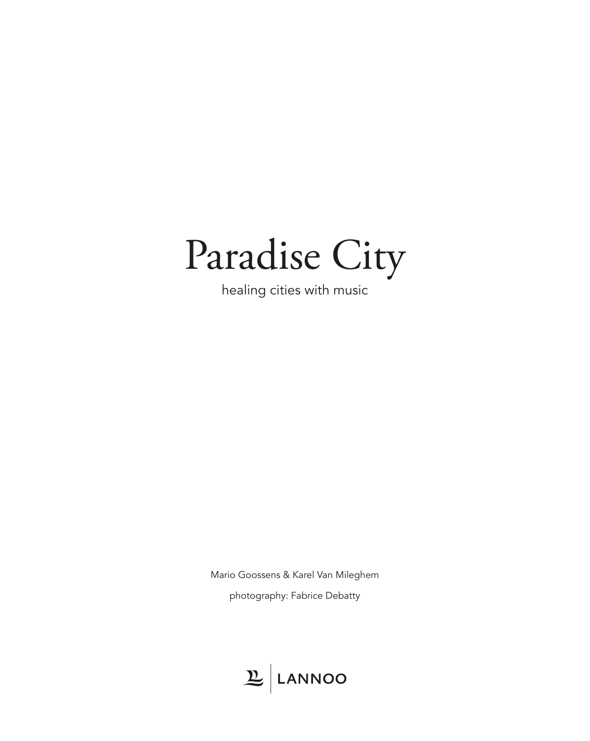# Paradise City

healing cities with music

Mario Goossens & Karel Van Mileghem

photography: Fabrice Debatty

LANNOO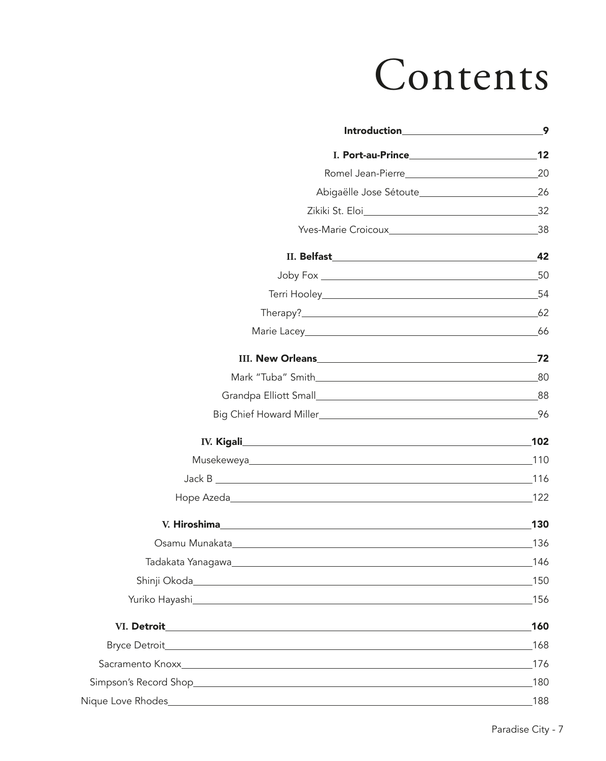# Contents

**Introduction** 9

**I. Port-au-Prince** 12

Romel Jean-Pierre 20

Abigaëlle Jose Sétoute 26

Zikiki St. Eloi 32

Yves-Marie Croicoux 38

**II. Belfast** 42

Joby Fox 50

Terri Hooley 54

Therapy? 62

Marie Lacey 66

**III. New Orleans** 72

Mark "Tuba" Smith 80

Grandpa Elliott Small 88

Big Chief Howard Miller 96

**IV. Kigali** 102

Musekeweya 110

Jack B 116

Hope Azeda 122

**V. Hiroshima** 130

Osamu Munakata 136

Tadakata Yanagawa 146

Shinji Okoda 150

Yuriko Hayashi 156

**VI. Detroit** 160

Bryce Detroit 168

Sacramento Knoxx 176

Simpson's Record Shop 180

Nique Love Rhodes 188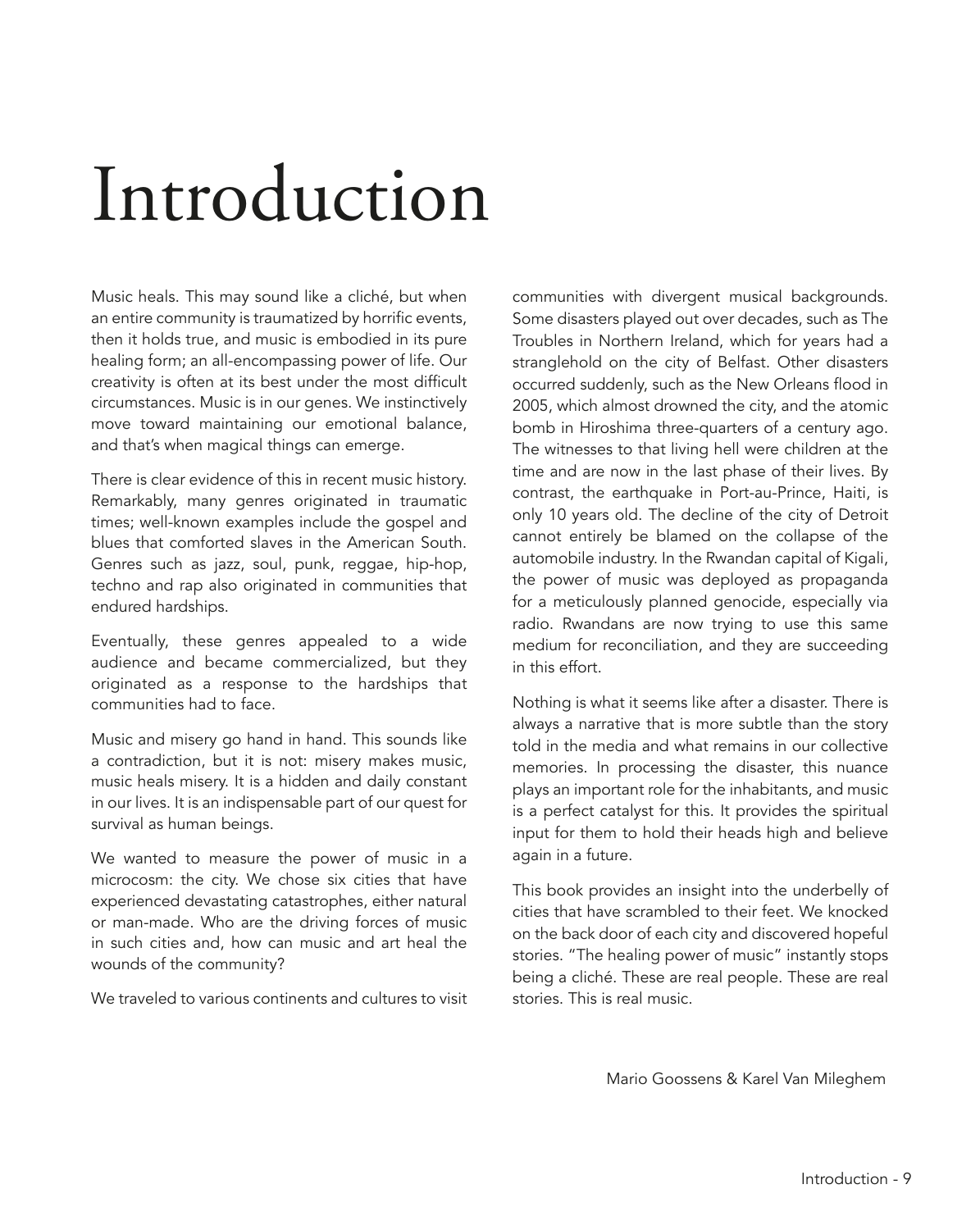# Introduction

Music heals. This may sound like a cliché, but when an entire community is traumatized by horrific events, then it holds true, and music is embodied in its pure healing form; an all-encompassing power of life. Our creativity is often at its best under the most difficult circumstances. Music is in our genes. We instinctively move toward maintaining our emotional balance, and that's when magical things can emerge.

There is clear evidence of this in recent music history. Remarkably, many genres originated in traumatic times; well-known examples include the gospel and blues that comforted slaves in the American South. Genres such as jazz, soul, punk, reggae, hip-hop, techno and rap also originated in communities that endured hardships.

Eventually, these genres appealed to a wide audience and became commercialized, but they originated as a response to the hardships that communities had to face.

Music and misery go hand in hand. This sounds like a contradiction, but it is not: misery makes music, music heals misery. It is a hidden and daily constant in our lives. It is an indispensable part of our quest for survival as human beings.

We wanted to measure the power of music in a microcosm: the city. We chose six cities that have experienced devastating catastrophes, either natural or man-made. Who are the driving forces of music in such cities and, how can music and art heal the wounds of the community?

We traveled to various continents and cultures to visit communities with divergent musical backgrounds. Some disasters played out over decades, such as The Troubles in Northern Ireland, which for years had a stranglehold on the city of Belfast. Other disasters occurred suddenly, such as the New Orleans flood in 2005, which almost drowned the city, and the atomic bomb in Hiroshima three-quarters of a century ago. The witnesses to that living hell were children at the time and are now in the last phase of their lives. By contrast, the earthquake in Port-au-Prince, Haiti, is only 10 years old. The decline of the city of Detroit cannot entirely be blamed on the collapse of the automobile industry. In the Rwandan capital of Kigali, the power of music was deployed as propaganda for a meticulously planned genocide, especially via radio. Rwandans are now trying to use this same medium for reconciliation, and they are succeeding in this effort.

Nothing is what it seems like after a disaster. There is always a narrative that is more subtle than the story told in the media and what remains in our collective memories. In processing the disaster, this nuance plays an important role for the inhabitants, and music is a perfect catalyst for this. It provides the spiritual input for them to hold their heads high and believe again in a future.

This book provides an insight into the underbelly of cities that have scrambled to their feet. We knocked on the back door of each city and discovered hopeful stories. "The healing power of music" instantly stops being a cliché. These are real people. These are real stories. This is real music.

Mario Goossens & Karel Van Mileghem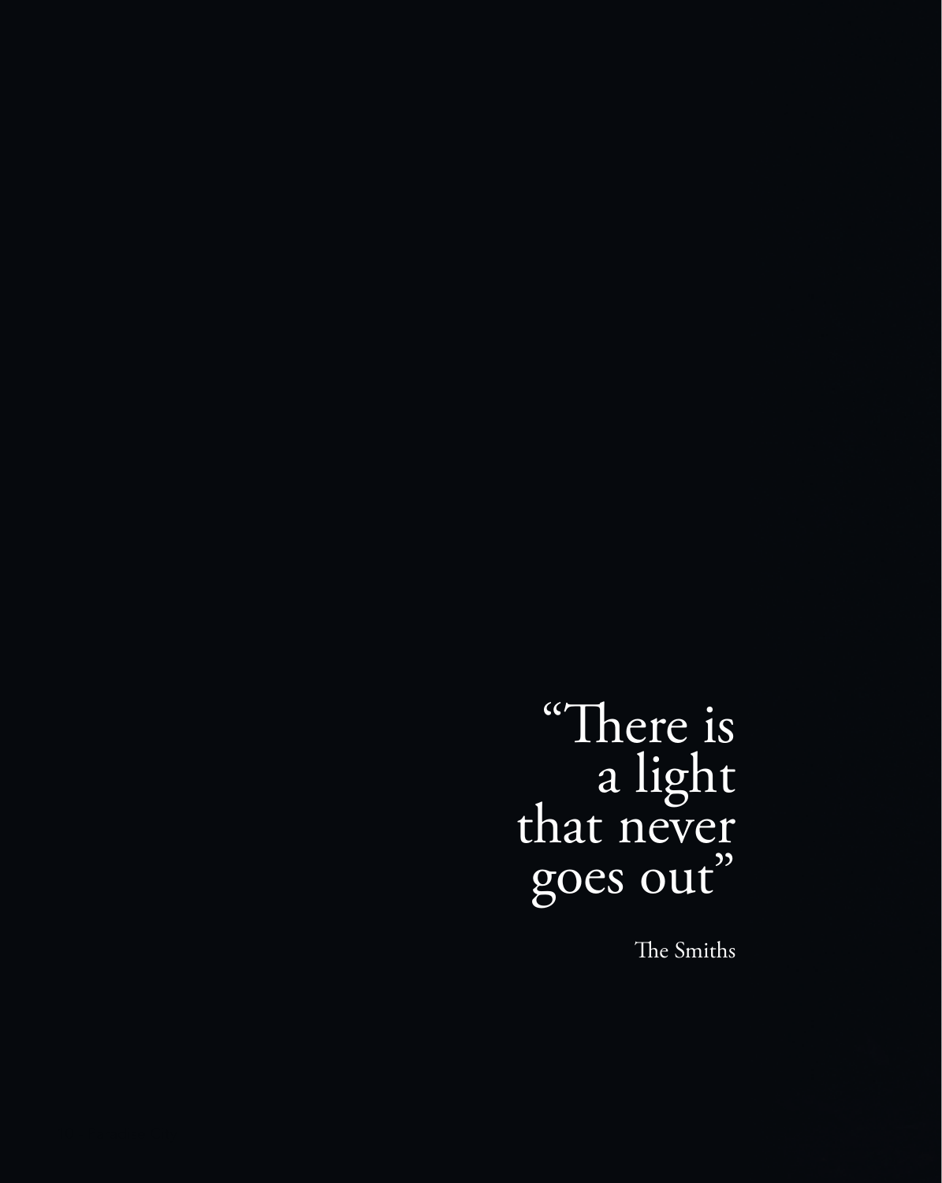"There is
a light
that never
goes out"

The Smiths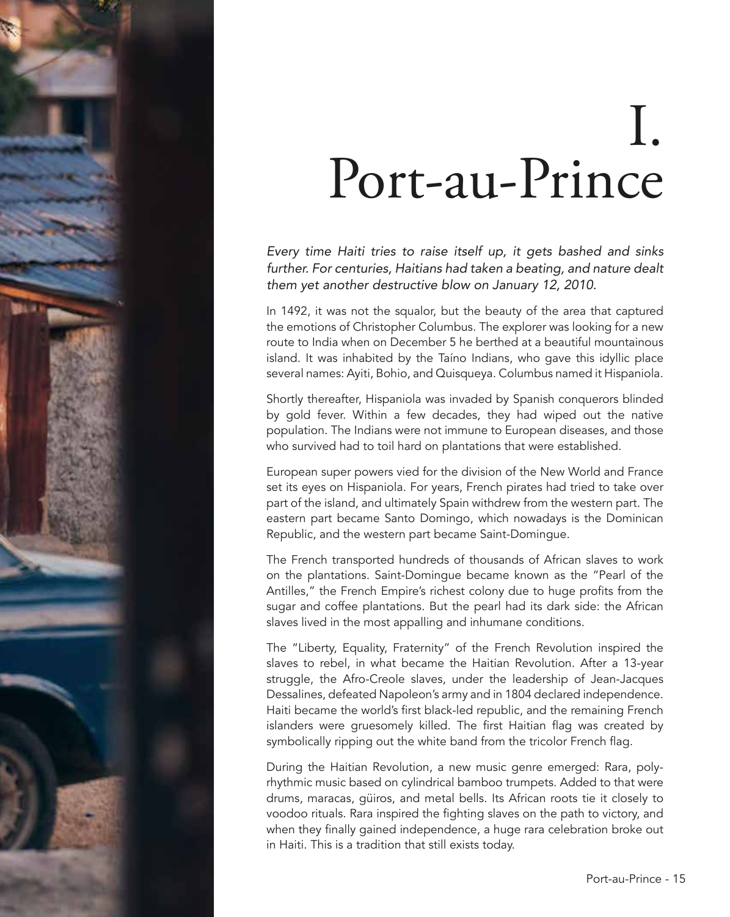# I. Port-au-Prince

*Every time Haiti tries to raise itself up, it gets bashed and sinks further. For centuries, Haitians had taken a beating, and nature dealt them yet another destructive blow on January 12, 2010.*

In 1492, it was not the squalor, but the beauty of the area that captured the emotions of Christopher Columbus. The explorer was looking for a new route to India when on December 5 he berthed at a beautiful mountainous island. It was inhabited by the Taíno Indians, who gave this idyllic place several names: Ayiti, Bohio, and Quisqueya. Columbus named it Hispaniola.

Shortly thereafter, Hispaniola was invaded by Spanish conquerors blinded by gold fever. Within a few decades, they had wiped out the native population. The Indians were not immune to European diseases, and those who survived had to toil hard on plantations that were established.

European super powers vied for the division of the New World and France set its eyes on Hispaniola. For years, French pirates had tried to take over part of the island, and ultimately Spain withdrew from the western part. The eastern part became Santo Domingo, which nowadays is the Dominican Republic, and the western part became Saint-Domingue.

The French transported hundreds of thousands of African slaves to work on the plantations. Saint-Domingue became known as the "Pearl of the Antilles," the French Empire's richest colony due to huge profits from the sugar and coffee plantations. But the pearl had its dark side: the African slaves lived in the most appalling and inhumane conditions.

The "Liberty, Equality, Fraternity" of the French Revolution inspired the slaves to rebel, in what became the Haitian Revolution. After a 13-year struggle, the Afro-Creole slaves, under the leadership of Jean-Jacques Dessalines, defeated Napoleon's army and in 1804 declared independence. Haiti became the world's first black-led republic, and the remaining French islanders were gruesomely killed. The first Haitian flag was created by symbolically ripping out the white band from the tricolor French flag.

During the Haitian Revolution, a new music genre emerged: Rara, poly-rhythmic music based on cylindrical bamboo trumpets. Added to that were drums, maracas, güiros, and metal bells. Its African roots tie it closely to voodoo rituals. Rara inspired the fighting slaves on the path to victory, and when they finally gained independence, a huge rara celebration broke out in Haiti. This is a tradition that still exists today.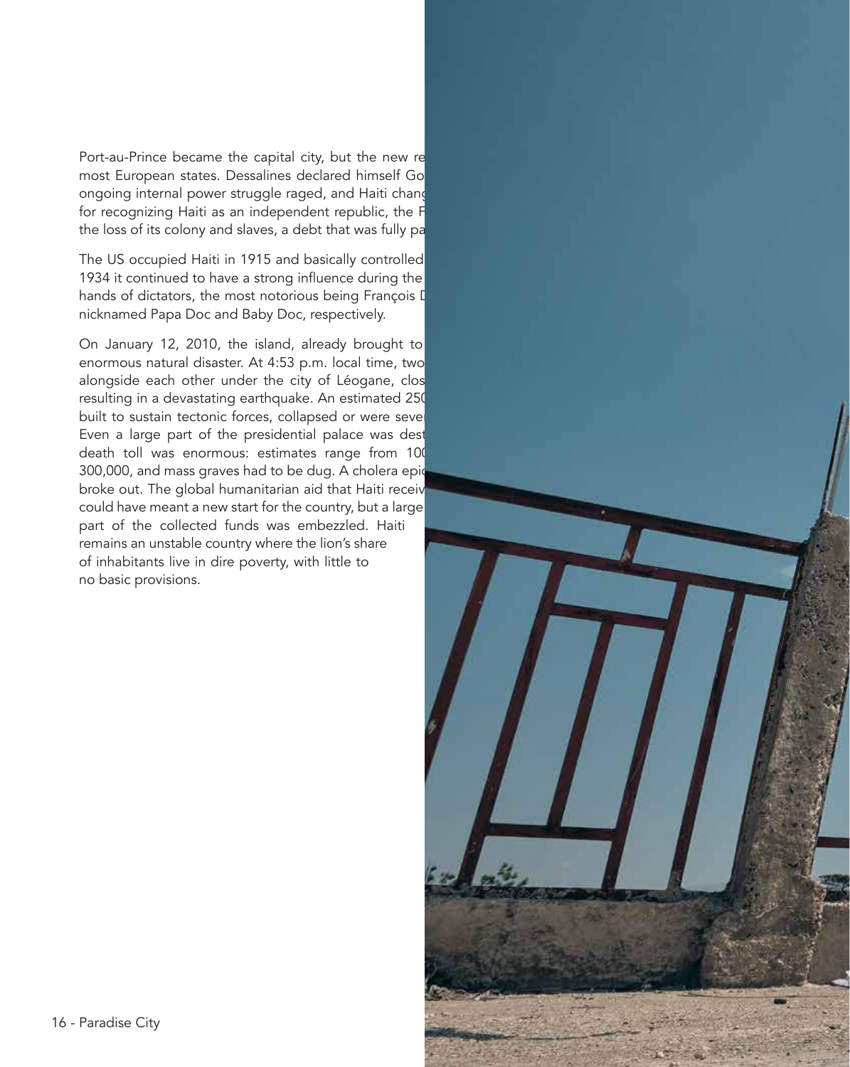Port-au-Prince became the capital city, but the new re
most European states. Dessalines declared himself Go
ongoing internal power struggle raged, and Haiti chang
for recognizing Haiti as an independent republic, the F
the loss of its colony and slaves, a debt that was fully pa

The US occupied Haiti in 1915 and basically controlled
1934 it continued to have a strong influence during the
hands of dictators, the most notorious being François D
nicknamed Papa Doc and Baby Doc, respectively.

On January 12, 2010, the island, already brought to
enormous natural disaster. At 4:53 p.m. local time, two
alongside each other under the city of Léogane, clos
resulting in a devastating earthquake. An estimated 25(
built to sustain tectonic forces, collapsed or were seve
Even a large part of the presidential palace was dest
death toll was enormous: estimates range from 10(
300,000, and mass graves had to be dug. A cholera epi
broke out. The global humanitarian aid that Haiti receiv
could have meant a new start for the country, but a large
part of the collected funds was embezzled. Haiti remains an unstable country where the lion's share of inhabitants live in dire poverty, with little to no basic provisions.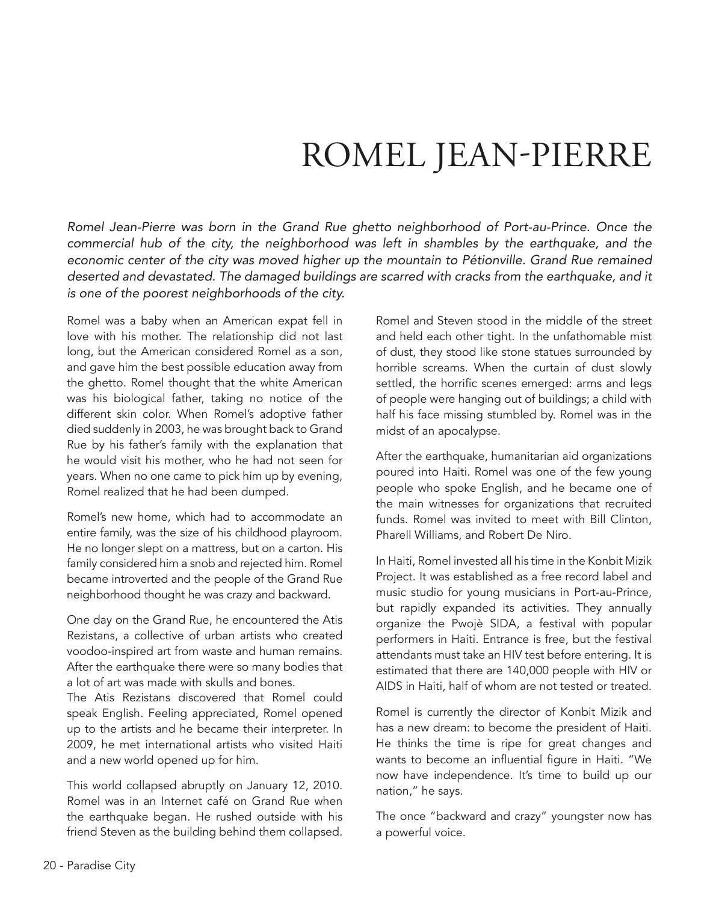# ROMEL JEAN-PIERRE

*Romel Jean-Pierre was born in the Grand Rue ghetto neighborhood of Port-au-Prince. Once the commercial hub of the city, the neighborhood was left in shambles by the earthquake, and the economic center of the city was moved higher up the mountain to Pétionville. Grand Rue remained deserted and devastated. The damaged buildings are scarred with cracks from the earthquake, and it is one of the poorest neighborhoods of the city.*

Romel was a baby when an American expat fell in love with his mother. The relationship did not last long, but the American considered Romel as a son, and gave him the best possible education away from the ghetto. Romel thought that the white American was his biological father, taking no notice of the different skin color. When Romel's adoptive father died suddenly in 2003, he was brought back to Grand Rue by his father's family with the explanation that he would visit his mother, who he had not seen for years. When no one came to pick him up by evening, Romel realized that he had been dumped.

Romel's new home, which had to accommodate an entire family, was the size of his childhood playroom. He no longer slept on a mattress, but on a carton. His family considered him a snob and rejected him. Romel became introverted and the people of the Grand Rue neighborhood thought he was crazy and backward.

One day on the Grand Rue, he encountered the Atis Rezistans, a collective of urban artists who created voodoo-inspired art from waste and human remains. After the earthquake there were so many bodies that a lot of art was made with skulls and bones.
The Atis Rezistans discovered that Romel could speak English. Feeling appreciated, Romel opened up to the artists and he became their interpreter. In 2009, he met international artists who visited Haiti and a new world opened up for him.

This world collapsed abruptly on January 12, 2010. Romel was in an Internet café on Grand Rue when the earthquake began. He rushed outside with his friend Steven as the building behind them collapsed. Romel and Steven stood in the middle of the street and held each other tight. In the unfathomable mist of dust, they stood like stone statues surrounded by horrible screams. When the curtain of dust slowly settled, the horrific scenes emerged: arms and legs of people were hanging out of buildings; a child with half his face missing stumbled by. Romel was in the midst of an apocalypse.

After the earthquake, humanitarian aid organizations poured into Haiti. Romel was one of the few young people who spoke English, and he became one of the main witnesses for organizations that recruited funds. Romel was invited to meet with Bill Clinton, Pharell Williams, and Robert De Niro.

In Haiti, Romel invested all his time in the Konbit Mizik Project. It was established as a free record label and music studio for young musicians in Port-au-Prince, but rapidly expanded its activities. They annually organize the Pwojè SIDA, a festival with popular performers in Haiti. Entrance is free, but the festival attendants must take an HIV test before entering. It is estimated that there are 140,000 people with HIV or AIDS in Haiti, half of whom are not tested or treated.

Romel is currently the director of Konbit Mizik and has a new dream: to become the president of Haiti. He thinks the time is ripe for great changes and wants to become an influential figure in Haiti. "We now have independence. It's time to build up our nation," he says.

The once "backward and crazy" youngster now has a powerful voice.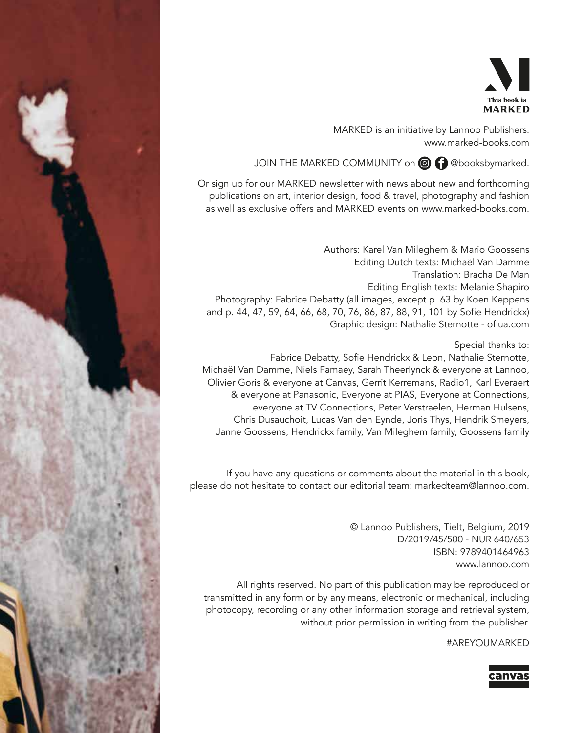This book is
MARKED

MARKED is an initiative by Lannoo Publishers.
www.marked-books.com

JOIN THE MARKED COMMUNITY on @booksbymarked.

Or sign up for our MARKED newsletter with news about new and forthcoming publications on art, interior design, food & travel, photography and fashion as well as exclusive offers and MARKED events on www.marked-books.com.

Authors: Karel Van Mileghem & Mario Goossens
Editing Dutch texts: Michaël Van Damme
Translation: Bracha De Man
Editing English texts: Melanie Shapiro
Photography: Fabrice Debatty (all images, except p. 63 by Koen Keppens and p. 44, 47, 59, 64, 66, 68, 70, 76, 86, 87, 88, 91, 101 by Sofie Hendrickx)
Graphic design: Nathalie Sternotte - oflua.com

Special thanks to:
Fabrice Debatty, Sofie Hendrickx & Leon, Nathalie Sternotte, Michaël Van Damme, Niels Famaey, Sarah Theerlynck & everyone at Lannoo, Olivier Goris & everyone at Canvas, Gerrit Kerremans, Radio1, Karl Everaert & everyone at Panasonic, Everyone at PIAS, Everyone at Connections, everyone at TV Connections, Peter Verstraelen, Herman Hulsens, Chris Dusauchoit, Lucas Van den Eynde, Joris Thys, Hendrik Smeyers, Janne Goossens, Hendrickx family, Van Mileghem family, Goossens family

If you have any questions or comments about the material in this book, please do not hesitate to contact our editorial team: markedteam@lannoo.com.

© Lannoo Publishers, Tielt, Belgium, 2019
D/2019/45/500 - NUR 640/653
ISBN: 9789401464963
www.lannoo.com

All rights reserved. No part of this publication may be reproduced or transmitted in any form or by any means, electronic or mechanical, including photocopy, recording or any other information storage and retrieval system, without prior permission in writing from the publisher.

#AREYOUMARKED

canvas